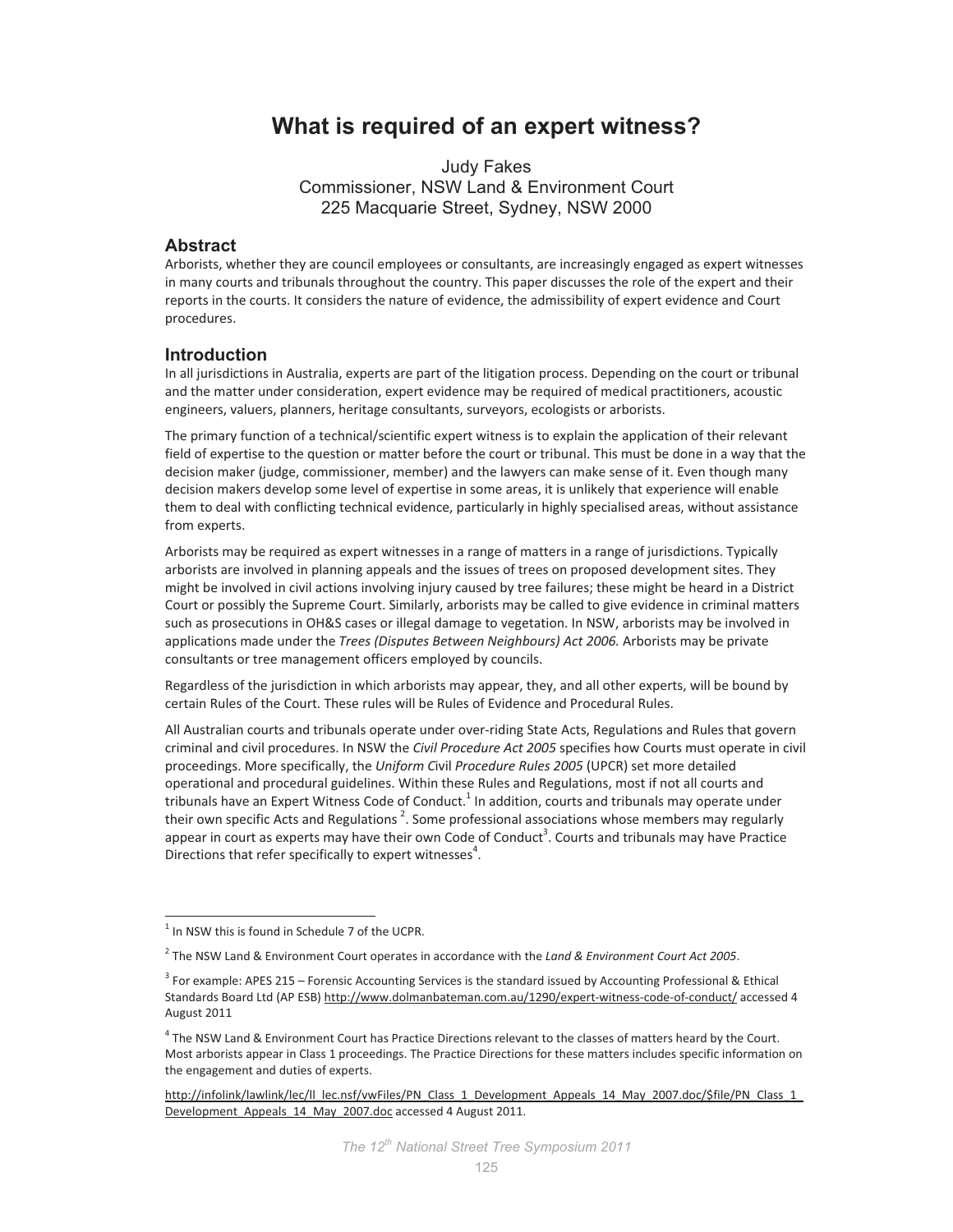# What is required of an expert witness?

Judy Fakes
Commissioner, NSW Land & Environment Court
225 Macquarie Street, Sydney, NSW 2000

## Abstract

Arborists, whether they are council employees or consultants, are increasingly engaged as expert witnesses in many courts and tribunals throughout the country. This paper discusses the role of the expert and their reports in the courts. It considers the nature of evidence, the admissibility of expert evidence and Court procedures.

## Introduction

In all jurisdictions in Australia, experts are part of the litigation process. Depending on the court or tribunal and the matter under consideration, expert evidence may be required of medical practitioners, acoustic engineers, valuers, planners, heritage consultants, surveyors, ecologists or arborists.

The primary function of a technical/scientific expert witness is to explain the application of their relevant field of expertise to the question or matter before the court or tribunal. This must be done in a way that the decision maker (judge, commissioner, member) and the lawyers can make sense of it. Even though many decision makers develop some level of expertise in some areas, it is unlikely that experience will enable them to deal with conflicting technical evidence, particularly in highly specialised areas, without assistance from experts.

Arborists may be required as expert witnesses in a range of matters in a range of jurisdictions. Typically arborists are involved in planning appeals and the issues of trees on proposed development sites. They might be involved in civil actions involving injury caused by tree failures; these might be heard in a District Court or possibly the Supreme Court. Similarly, arborists may be called to give evidence in criminal matters such as prosecutions in OH&S cases or illegal damage to vegetation. In NSW, arborists may be involved in applications made under the *Trees (Disputes Between Neighbours) Act 2006.* Arborists may be private consultants or tree management officers employed by councils.

Regardless of the jurisdiction in which arborists may appear, they, and all other experts, will be bound by certain Rules of the Court. These rules will be Rules of Evidence and Procedural Rules.

All Australian courts and tribunals operate under over-riding State Acts, Regulations and Rules that govern criminal and civil procedures. In NSW the *Civil Procedure Act 2005* specifies how Courts must operate in civil proceedings. More specifically, the *Uniform Civil Procedure Rules 2005* (UPCR) set more detailed operational and procedural guidelines. Within these Rules and Regulations, most if not all courts and tribunals have an Expert Witness Code of Conduct.[1] In addition, courts and tribunals may operate under their own specific Acts and Regulations [2]. Some professional associations whose members may regularly appear in court as experts may have their own Code of Conduct[3]. Courts and tribunals may have Practice Directions that refer specifically to expert witnesses[4].

---

[1] In NSW this is found in Schedule 7 of the UCPR.

[2] The NSW Land & Environment Court operates in accordance with the *Land & Environment Court Act 2005*.

[3] For example: APES 215 – Forensic Accounting Services is the standard issued by Accounting Professional & Ethical Standards Board Ltd (AP ESB) http://www.dolmanbateman.com.au/1290/expert-witness-code-of-conduct/ accessed 4 August 2011

[4] The NSW Land & Environment Court has Practice Directions relevant to the classes of matters heard by the Court. Most arborists appear in Class 1 proceedings. The Practice Directions for these matters includes specific information on the engagement and duties of experts.

http://infolink/lawlink/lec/ll_lec.nsf/vwFiles/PN_Class_1_Development_Appeals_14_May_2007.doc/$file/PN_Class_1_Development_Appeals_14_May_2007.doc accessed 4 August 2011.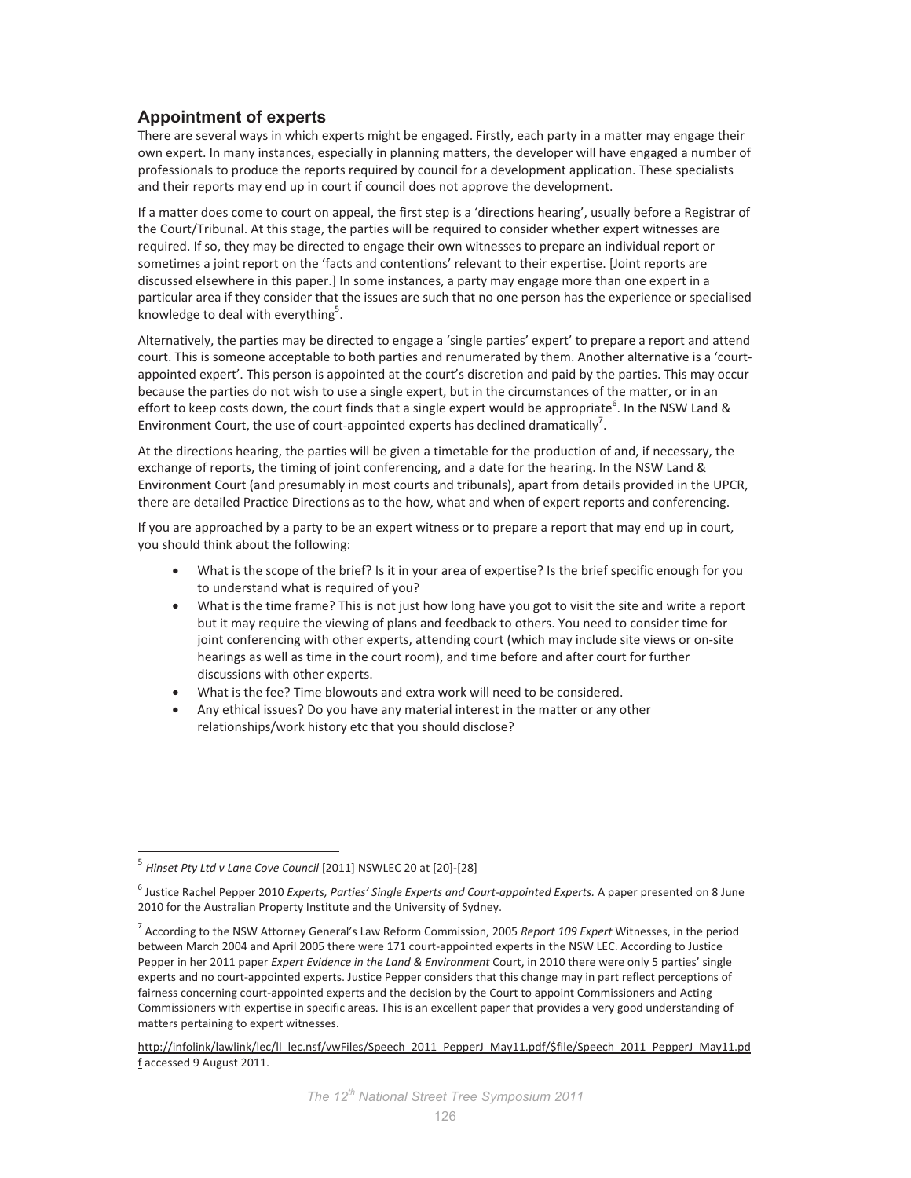## Appointment of experts

There are several ways in which experts might be engaged. Firstly, each party in a matter may engage their own expert. In many instances, especially in planning matters, the developer will have engaged a number of professionals to produce the reports required by council for a development application. These specialists and their reports may end up in court if council does not approve the development.

If a matter does come to court on appeal, the first step is a 'directions hearing', usually before a Registrar of the Court/Tribunal. At this stage, the parties will be required to consider whether expert witnesses are required. If so, they may be directed to engage their own witnesses to prepare an individual report or sometimes a joint report on the 'facts and contentions' relevant to their expertise. [Joint reports are discussed elsewhere in this paper.] In some instances, a party may engage more than one expert in a particular area if they consider that the issues are such that no one person has the experience or specialised knowledge to deal with everything[5].

Alternatively, the parties may be directed to engage a 'single parties' expert' to prepare a report and attend court. This is someone acceptable to both parties and renumerated by them. Another alternative is a 'court-appointed expert'. This person is appointed at the court's discretion and paid by the parties. This may occur because the parties do not wish to use a single expert, but in the circumstances of the matter, or in an effort to keep costs down, the court finds that a single expert would be appropriate[6]. In the NSW Land & Environment Court, the use of court-appointed experts has declined dramatically[7].

At the directions hearing, the parties will be given a timetable for the production of and, if necessary, the exchange of reports, the timing of joint conferencing, and a date for the hearing. In the NSW Land & Environment Court (and presumably in most courts and tribunals), apart from details provided in the UPCR, there are detailed Practice Directions as to the how, what and when of expert reports and conferencing.

If you are approached by a party to be an expert witness or to prepare a report that may end up in court, you should think about the following:

- What is the scope of the brief? Is it in your area of expertise? Is the brief specific enough for you to understand what is required of you?
- What is the time frame? This is not just how long have you got to visit the site and write a report but it may require the viewing of plans and feedback to others. You need to consider time for joint conferencing with other experts, attending court (which may include site views or on-site hearings as well as time in the court room), and time before and after court for further discussions with other experts.
- What is the fee? Time blowouts and extra work will need to be considered.
- Any ethical issues? Do you have any material interest in the matter or any other relationships/work history etc that you should disclose?

---

[5] *Hinset Pty Ltd v Lane Cove Council* [2011] NSWLEC 20 at [20]-[28]

[6] Justice Rachel Pepper 2010 *Experts, Parties' Single Experts and Court-appointed Experts.* A paper presented on 8 June 2010 for the Australian Property Institute and the University of Sydney.

[7] According to the NSW Attorney General's Law Reform Commission, 2005 *Report 109 Expert* Witnesses, in the period between March 2004 and April 2005 there were 171 court-appointed experts in the NSW LEC. According to Justice Pepper in her 2011 paper *Expert Evidence in the Land & Environment* Court, in 2010 there were only 5 parties' single experts and no court-appointed experts. Justice Pepper considers that this change may in part reflect perceptions of fairness concerning court-appointed experts and the decision by the Court to appoint Commissioners and Acting Commissioners with expertise in specific areas. This is an excellent paper that provides a very good understanding of matters pertaining to expert witnesses.

http://infolink/lawlink/lec/ll_lec.nsf/vwFiles/Speech_2011_PepperJ_May11.pdf/$file/Speech_2011_PepperJ_May11.pdf accessed 9 August 2011.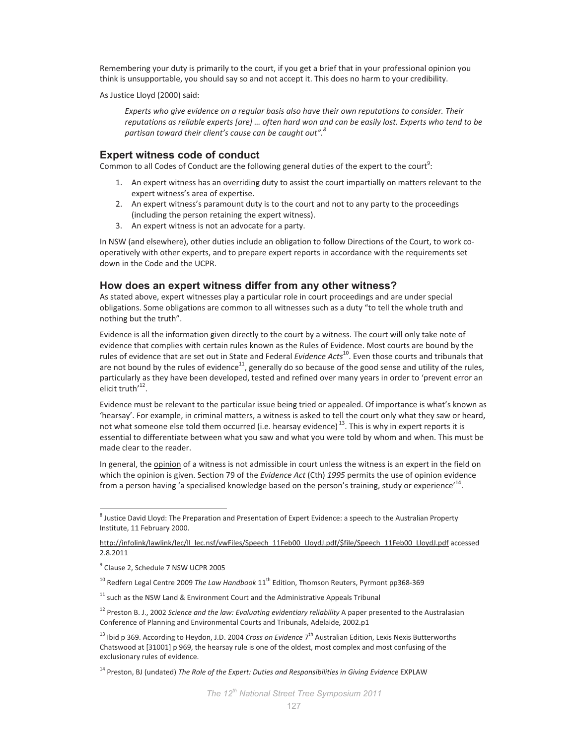Remembering your duty is primarily to the court, if you get a brief that in your professional opinion you think is unsupportable, you should say so and not accept it. This does no harm to your credibility.

As Justice Lloyd (2000) said:

> *Experts who give evidence on a regular basis also have their own reputations to consider. Their reputations as reliable experts [are] … often hard won and can be easily lost. Experts who tend to be partisan toward their client's cause can be caught out".*[8]

## Expert witness code of conduct

Common to all Codes of Conduct are the following general duties of the expert to the court[9]:

1. An expert witness has an overriding duty to assist the court impartially on matters relevant to the expert witness's area of expertise.
2. An expert witness's paramount duty is to the court and not to any party to the proceedings (including the person retaining the expert witness).
3. An expert witness is not an advocate for a party.

In NSW (and elsewhere), other duties include an obligation to follow Directions of the Court, to work co-operatively with other experts, and to prepare expert reports in accordance with the requirements set down in the Code and the UCPR.

## How does an expert witness differ from any other witness?

As stated above, expert witnesses play a particular role in court proceedings and are under special obligations. Some obligations are common to all witnesses such as a duty "to tell the whole truth and nothing but the truth".

Evidence is all the information given directly to the court by a witness. The court will only take note of evidence that complies with certain rules known as the Rules of Evidence. Most courts are bound by the rules of evidence that are set out in State and Federal *Evidence Acts*[10]. Even those courts and tribunals that are not bound by the rules of evidence[11], generally do so because of the good sense and utility of the rules, particularly as they have been developed, tested and refined over many years in order to 'prevent error an elicit truth'[12].

Evidence must be relevant to the particular issue being tried or appealed. Of importance is what's known as 'hearsay'. For example, in criminal matters, a witness is asked to tell the court only what they saw or heard, not what someone else told them occurred (i.e. hearsay evidence)[13]. This is why in expert reports it is essential to differentiate between what you saw and what you were told by whom and when. This must be made clear to the reader.

In general, the opinion of a witness is not admissible in court unless the witness is an expert in the field on which the opinion is given. Section 79 of the *Evidence Act* (Cth) *1995* permits the use of opinion evidence from a person having 'a specialised knowledge based on the person's training, study or experience'[14].

---

[8] Justice David Lloyd: The Preparation and Presentation of Expert Evidence: a speech to the Australian Property Institute, 11 February 2000.

http://infolink/lawlink/lec/ll_lec.nsf/vwFiles/Speech_11Feb00_LloydJ.pdf/$file/Speech_11Feb00_LloydJ.pdf accessed 2.8.2011

[9] Clause 2, Schedule 7 NSW UCPR 2005

[10] Redfern Legal Centre 2009 *The Law Handbook* 11th Edition, Thomson Reuters, Pyrmont pp368-369

[11] such as the NSW Land & Environment Court and the Administrative Appeals Tribunal

[12] Preston B. J., 2002 *Science and the law: Evaluating evidentiary reliability* A paper presented to the Australasian Conference of Planning and Environmental Courts and Tribunals, Adelaide, 2002.p1

[13] Ibid p 369. According to Heydon, J.D. 2004 *Cross on Evidence* 7th Australian Edition, Lexis Nexis Butterworths Chatswood at [31001] p 969, the hearsay rule is one of the oldest, most complex and most confusing of the exclusionary rules of evidence.

[14] Preston, BJ (undated) *The Role of the Expert: Duties and Responsibilities in Giving Evidence* EXPLAW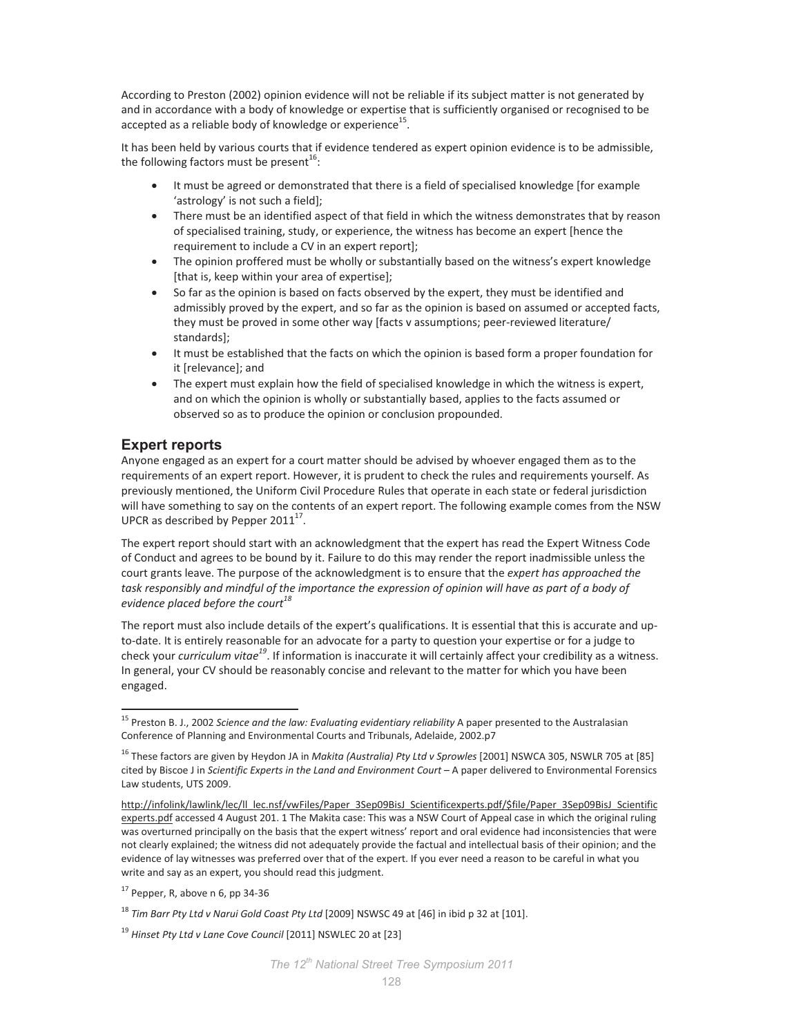According to Preston (2002) opinion evidence will not be reliable if its subject matter is not generated by and in accordance with a body of knowledge or expertise that is sufficiently organised or recognised to be accepted as a reliable body of knowledge or experience[15].

It has been held by various courts that if evidence tendered as expert opinion evidence is to be admissible, the following factors must be present[16]:

- It must be agreed or demonstrated that there is a field of specialised knowledge [for example 'astrology' is not such a field];
- There must be an identified aspect of that field in which the witness demonstrates that by reason of specialised training, study, or experience, the witness has become an expert [hence the requirement to include a CV in an expert report];
- The opinion proffered must be wholly or substantially based on the witness's expert knowledge [that is, keep within your area of expertise];
- So far as the opinion is based on facts observed by the expert, they must be identified and admissibly proved by the expert, and so far as the opinion is based on assumed or accepted facts, they must be proved in some other way [facts v assumptions; peer-reviewed literature/ standards];
- It must be established that the facts on which the opinion is based form a proper foundation for it [relevance]; and
- The expert must explain how the field of specialised knowledge in which the witness is expert, and on which the opinion is wholly or substantially based, applies to the facts assumed or observed so as to produce the opinion or conclusion propounded.

## Expert reports

Anyone engaged as an expert for a court matter should be advised by whoever engaged them as to the requirements of an expert report. However, it is prudent to check the rules and requirements yourself. As previously mentioned, the Uniform Civil Procedure Rules that operate in each state or federal jurisdiction will have something to say on the contents of an expert report. The following example comes from the NSW UPCR as described by Pepper 2011[17].

The expert report should start with an acknowledgment that the expert has read the Expert Witness Code of Conduct and agrees to be bound by it. Failure to do this may render the report inadmissible unless the court grants leave. The purpose of the acknowledgment is to ensure that the *expert has approached the task responsibly and mindful of the importance the expression of opinion will have as part of a body of evidence placed before the court*[18]

The report must also include details of the expert's qualifications. It is essential that this is accurate and up-to-date. It is entirely reasonable for an advocate for a party to question your expertise or for a judge to check your *curriculum vitae*[19]. If information is inaccurate it will certainly affect your credibility as a witness. In general, your CV should be reasonably concise and relevant to the matter for which you have been engaged.

---

[15] Preston B. J., 2002 *Science and the law: Evaluating evidentiary reliability* A paper presented to the Australasian Conference of Planning and Environmental Courts and Tribunals, Adelaide, 2002.p7

[16] These factors are given by Heydon JA in *Makita (Australia) Pty Ltd v Sprowles* [2001] NSWCA 305, NSWLR 705 at [85] cited by Biscoe J in *Scientific Experts in the Land and Environment Court* – A paper delivered to Environmental Forensics Law students, UTS 2009.

http://infolink/lawlink/lec/ll_lec.nsf/vwFiles/Paper_3Sep09BisJ_Scientificexperts.pdf/$file/Paper_3Sep09BisJ_Scientificexperts.pdf accessed 4 August 201. 1 The Makita case: This was a NSW Court of Appeal case in which the original ruling was overturned principally on the basis that the expert witness' report and oral evidence had inconsistencies that were not clearly explained; the witness did not adequately provide the factual and intellectual basis of their opinion; and the evidence of lay witnesses was preferred over that of the expert. If you ever need a reason to be careful in what you write and say as an expert, you should read this judgment.

[17] Pepper, R, above n 6, pp 34-36

[18] *Tim Barr Pty Ltd v Narui Gold Coast Pty Ltd* [2009] NSWSC 49 at [46] in ibid p 32 at [101].

[19] *Hinset Pty Ltd v Lane Cove Council* [2011] NSWLEC 20 at [23]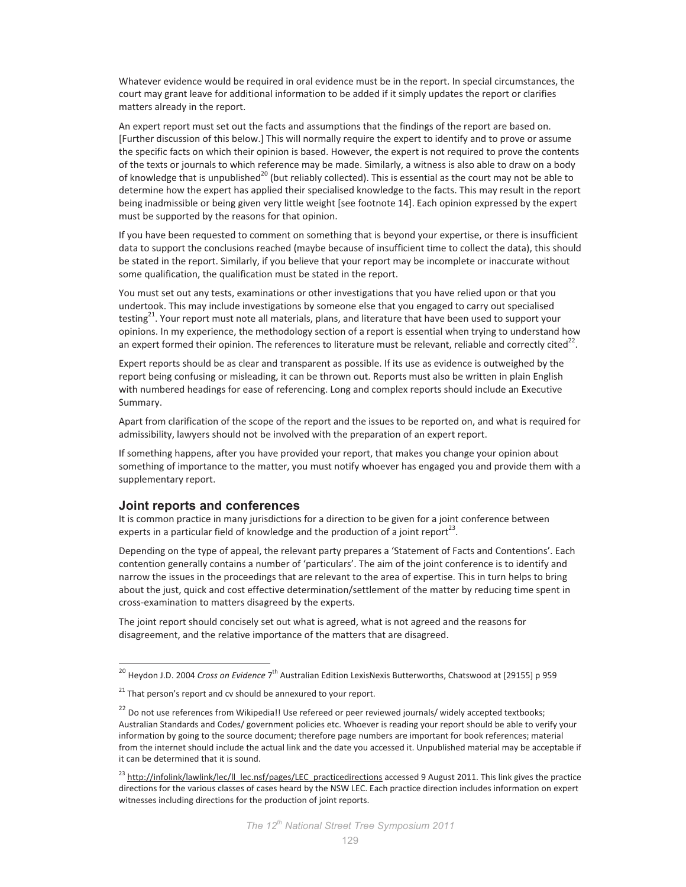Whatever evidence would be required in oral evidence must be in the report. In special circumstances, the court may grant leave for additional information to be added if it simply updates the report or clarifies matters already in the report.

An expert report must set out the facts and assumptions that the findings of the report are based on. [Further discussion of this below.] This will normally require the expert to identify and to prove or assume the specific facts on which their opinion is based. However, the expert is not required to prove the contents of the texts or journals to which reference may be made. Similarly, a witness is also able to draw on a body of knowledge that is unpublished[20] (but reliably collected). This is essential as the court may not be able to determine how the expert has applied their specialised knowledge to the facts. This may result in the report being inadmissible or being given very little weight [see footnote 14]. Each opinion expressed by the expert must be supported by the reasons for that opinion.

If you have been requested to comment on something that is beyond your expertise, or there is insufficient data to support the conclusions reached (maybe because of insufficient time to collect the data), this should be stated in the report. Similarly, if you believe that your report may be incomplete or inaccurate without some qualification, the qualification must be stated in the report.

You must set out any tests, examinations or other investigations that you have relied upon or that you undertook. This may include investigations by someone else that you engaged to carry out specialised testing[21]. Your report must note all materials, plans, and literature that have been used to support your opinions. In my experience, the methodology section of a report is essential when trying to understand how an expert formed their opinion. The references to literature must be relevant, reliable and correctly cited[22].

Expert reports should be as clear and transparent as possible. If its use as evidence is outweighed by the report being confusing or misleading, it can be thrown out. Reports must also be written in plain English with numbered headings for ease of referencing. Long and complex reports should include an Executive Summary.

Apart from clarification of the scope of the report and the issues to be reported on, and what is required for admissibility, lawyers should not be involved with the preparation of an expert report.

If something happens, after you have provided your report, that makes you change your opinion about something of importance to the matter, you must notify whoever has engaged you and provide them with a supplementary report.

## Joint reports and conferences

It is common practice in many jurisdictions for a direction to be given for a joint conference between experts in a particular field of knowledge and the production of a joint report[23].

Depending on the type of appeal, the relevant party prepares a 'Statement of Facts and Contentions'. Each contention generally contains a number of 'particulars'. The aim of the joint conference is to identify and narrow the issues in the proceedings that are relevant to the area of expertise. This in turn helps to bring about the just, quick and cost effective determination/settlement of the matter by reducing time spent in cross-examination to matters disagreed by the experts.

The joint report should concisely set out what is agreed, what is not agreed and the reasons for disagreement, and the relative importance of the matters that are disagreed.

---

[20] Heydon J.D. 2004 *Cross on Evidence* 7th Australian Edition LexisNexis Butterworths, Chatswood at [29155] p 959

[21] That person's report and cv should be annexured to your report.

[22] Do not use references from Wikipedia!! Use refereed or peer reviewed journals/ widely accepted textbooks; Australian Standards and Codes/ government policies etc. Whoever is reading your report should be able to verify your information by going to the source document; therefore page numbers are important for book references; material from the internet should include the actual link and the date you accessed it. Unpublished material may be acceptable if it can be determined that it is sound.

[23] http://infolink/lawlink/lec/ll_lec.nsf/pages/LEC_practicedirections accessed 9 August 2011. This link gives the practice directions for the various classes of cases heard by the NSW LEC. Each practice direction includes information on expert witnesses including directions for the production of joint reports.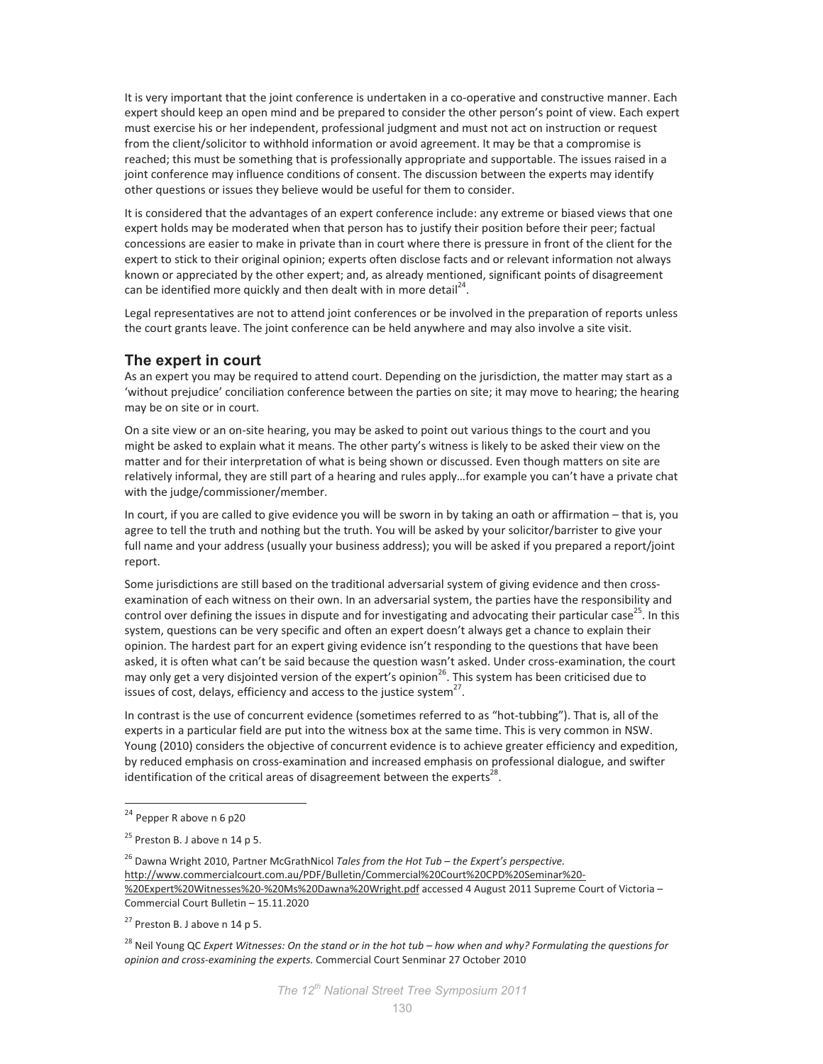It is very important that the joint conference is undertaken in a co-operative and constructive manner. Each expert should keep an open mind and be prepared to consider the other person's point of view. Each expert must exercise his or her independent, professional judgment and must not act on instruction or request from the client/solicitor to withhold information or avoid agreement. It may be that a compromise is reached; this must be something that is professionally appropriate and supportable. The issues raised in a joint conference may influence conditions of consent. The discussion between the experts may identify other questions or issues they believe would be useful for them to consider.

It is considered that the advantages of an expert conference include: any extreme or biased views that one expert holds may be moderated when that person has to justify their position before their peer; factual concessions are easier to make in private than in court where there is pressure in front of the client for the expert to stick to their original opinion; experts often disclose facts and or relevant information not always known or appreciated by the other expert; and, as already mentioned, significant points of disagreement can be identified more quickly and then dealt with in more detail[24].

Legal representatives are not to attend joint conferences or be involved in the preparation of reports unless the court grants leave. The joint conference can be held anywhere and may also involve a site visit.

## The expert in court

As an expert you may be required to attend court. Depending on the jurisdiction, the matter may start as a 'without prejudice' conciliation conference between the parties on site; it may move to hearing; the hearing may be on site or in court.

On a site view or an on-site hearing, you may be asked to point out various things to the court and you might be asked to explain what it means. The other party's witness is likely to be asked their view on the matter and for their interpretation of what is being shown or discussed. Even though matters on site are relatively informal, they are still part of a hearing and rules apply…for example you can't have a private chat with the judge/commissioner/member.

In court, if you are called to give evidence you will be sworn in by taking an oath or affirmation – that is, you agree to tell the truth and nothing but the truth. You will be asked by your solicitor/barrister to give your full name and your address (usually your business address); you will be asked if you prepared a report/joint report.

Some jurisdictions are still based on the traditional adversarial system of giving evidence and then cross-examination of each witness on their own. In an adversarial system, the parties have the responsibility and control over defining the issues in dispute and for investigating and advocating their particular case[25]. In this system, questions can be very specific and often an expert doesn't always get a chance to explain their opinion. The hardest part for an expert giving evidence isn't responding to the questions that have been asked, it is often what can't be said because the question wasn't asked. Under cross-examination, the court may only get a very disjointed version of the expert's opinion[26]. This system has been criticised due to issues of cost, delays, efficiency and access to the justice system[27].

In contrast is the use of concurrent evidence (sometimes referred to as "hot-tubbing"). That is, all of the experts in a particular field are put into the witness box at the same time. This is very common in NSW. Young (2010) considers the objective of concurrent evidence is to achieve greater efficiency and expedition, by reduced emphasis on cross-examination and increased emphasis on professional dialogue, and swifter identification of the critical areas of disagreement between the experts[28].

---

[24] Pepper R above n 6 p20

[25] Preston B. J above n 14 p 5.

[26] Dawna Wright 2010, Partner McGrathNicol *Tales from the Hot Tub – the Expert's perspective.* http://www.commercialcourt.com.au/PDF/Bulletin/Commercial%20Court%20CPD%20Seminar%20-%20Expert%20Witnesses%20-%20Ms%20Dawna%20Wright.pdf accessed 4 August 2011 Supreme Court of Victoria – Commercial Court Bulletin – 15.11.2020

[27] Preston B. J above n 14 p 5.

[28] Neil Young QC *Expert Witnesses: On the stand or in the hot tub – how when and why? Formulating the questions for opinion and cross-examining the experts.* Commercial Court Senminar 27 October 2010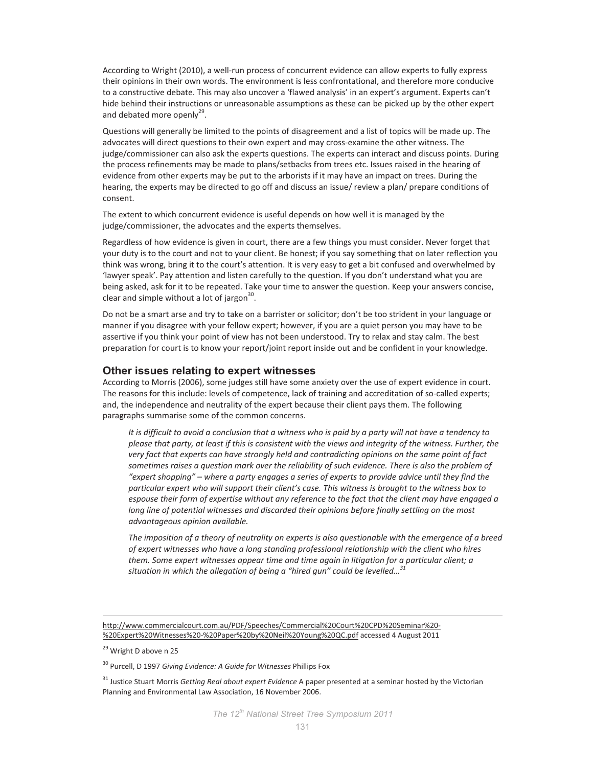According to Wright (2010), a well-run process of concurrent evidence can allow experts to fully express their opinions in their own words. The environment is less confrontational, and therefore more conducive to a constructive debate. This may also uncover a 'flawed analysis' in an expert's argument. Experts can't hide behind their instructions or unreasonable assumptions as these can be picked up by the other expert and debated more openly[29].

Questions will generally be limited to the points of disagreement and a list of topics will be made up. The advocates will direct questions to their own expert and may cross-examine the other witness. The judge/commissioner can also ask the experts questions. The experts can interact and discuss points. During the process refinements may be made to plans/setbacks from trees etc. Issues raised in the hearing of evidence from other experts may be put to the arborists if it may have an impact on trees. During the hearing, the experts may be directed to go off and discuss an issue/ review a plan/ prepare conditions of consent.

The extent to which concurrent evidence is useful depends on how well it is managed by the judge/commissioner, the advocates and the experts themselves.

Regardless of how evidence is given in court, there are a few things you must consider. Never forget that your duty is to the court and not to your client. Be honest; if you say something that on later reflection you think was wrong, bring it to the court's attention. It is very easy to get a bit confused and overwhelmed by 'lawyer speak'. Pay attention and listen carefully to the question. If you don't understand what you are being asked, ask for it to be repeated. Take your time to answer the question. Keep your answers concise, clear and simple without a lot of jargon[30].

Do not be a smart arse and try to take on a barrister or solicitor; don't be too strident in your language or manner if you disagree with your fellow expert; however, if you are a quiet person you may have to be assertive if you think your point of view has not been understood. Try to relax and stay calm. The best preparation for court is to know your report/joint report inside out and be confident in your knowledge.

## Other issues relating to expert witnesses

According to Morris (2006), some judges still have some anxiety over the use of expert evidence in court. The reasons for this include: levels of competence, lack of training and accreditation of so-called experts; and, the independence and neutrality of the expert because their client pays them. The following paragraphs summarise some of the common concerns.

> *It is difficult to avoid a conclusion that a witness who is paid by a party will not have a tendency to please that party, at least if this is consistent with the views and integrity of the witness. Further, the very fact that experts can have strongly held and contradicting opinions on the same point of fact sometimes raises a question mark over the reliability of such evidence. There is also the problem of "expert shopping" – where a party engages a series of experts to provide advice until they find the particular expert who will support their client's case. This witness is brought to the witness box to espouse their form of expertise without any reference to the fact that the client may have engaged a long line of potential witnesses and discarded their opinions before finally settling on the most advantageous opinion available.*
>
> *The imposition of a theory of neutrality on experts is also questionable with the emergence of a breed of expert witnesses who have a long standing professional relationship with the client who hires them. Some expert witnesses appear time and time again in litigation for a particular client; a situation in which the allegation of being a "hired gun" could be levelled…*[31]

---

http://www.commercialcourt.com.au/PDF/Speeches/Commercial%20Court%20CPD%20Seminar%20-%20Expert%20Witnesses%20-%20Paper%20by%20Neil%20Young%20QC.pdf accessed 4 August 2011

[29] Wright D above n 25

[30] Purcell, D 1997 *Giving Evidence: A Guide for Witnesses* Phillips Fox

[31] Justice Stuart Morris *Getting Real about expert Evidence* A paper presented at a seminar hosted by the Victorian Planning and Environmental Law Association, 16 November 2006.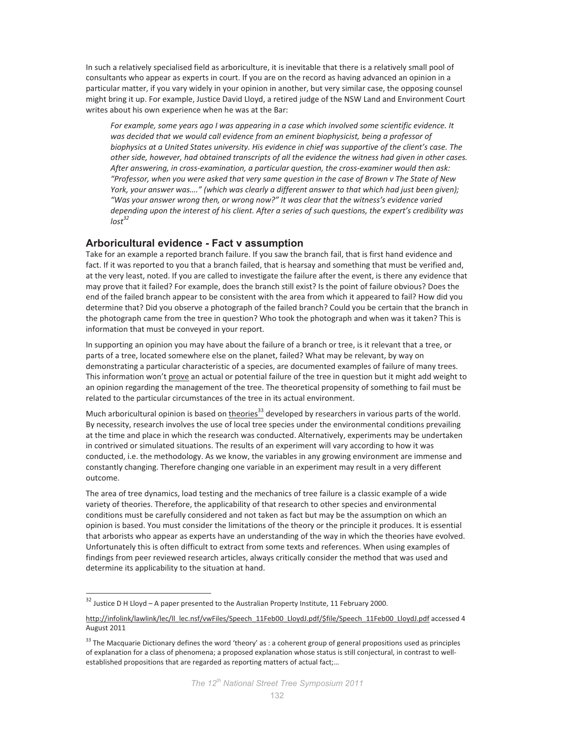In such a relatively specialised field as arboriculture, it is inevitable that there is a relatively small pool of consultants who appear as experts in court. If you are on the record as having advanced an opinion in a particular matter, if you vary widely in your opinion in another, but very similar case, the opposing counsel might bring it up. For example, Justice David Lloyd, a retired judge of the NSW Land and Environment Court writes about his own experience when he was at the Bar:

> *For example, some years ago I was appearing in a case which involved some scientific evidence. It was decided that we would call evidence from an eminent biophysicist, being a professor of biophysics at a United States university. His evidence in chief was supportive of the client's case. The other side, however, had obtained transcripts of all the evidence the witness had given in other cases. After answering, in cross-examination, a particular question, the cross-examiner would then ask: "Professor, when you were asked that very same question in the case of Brown v The State of New York, your answer was…." (which was clearly a different answer to that which had just been given); "Was your answer wrong then, or wrong now?" It was clear that the witness's evidence varied depending upon the interest of his client. After a series of such questions, the expert's credibility was lost*[32]

## Arboricultural evidence - Fact v assumption

Take for an example a reported branch failure. If you saw the branch fail, that is first hand evidence and fact. If it was reported to you that a branch failed, that is hearsay and something that must be verified and, at the very least, noted. If you are called to investigate the failure after the event, is there any evidence that may prove that it failed? For example, does the branch still exist? Is the point of failure obvious? Does the end of the failed branch appear to be consistent with the area from which it appeared to fail? How did you determine that? Did you observe a photograph of the failed branch? Could you be certain that the branch in the photograph came from the tree in question? Who took the photograph and when was it taken? This is information that must be conveyed in your report.

In supporting an opinion you may have about the failure of a branch or tree, is it relevant that a tree, or parts of a tree, located somewhere else on the planet, failed? What may be relevant, by way on demonstrating a particular characteristic of a species, are documented examples of failure of many trees. This information won't prove an actual or potential failure of the tree in question but it might add weight to an opinion regarding the management of the tree. The theoretical propensity of something to fail must be related to the particular circumstances of the tree in its actual environment.

Much arboricultural opinion is based on theories[33] developed by researchers in various parts of the world. By necessity, research involves the use of local tree species under the environmental conditions prevailing at the time and place in which the research was conducted. Alternatively, experiments may be undertaken in contrived or simulated situations. The results of an experiment will vary according to how it was conducted, i.e. the methodology. As we know, the variables in any growing environment are immense and constantly changing. Therefore changing one variable in an experiment may result in a very different outcome.

The area of tree dynamics, load testing and the mechanics of tree failure is a classic example of a wide variety of theories. Therefore, the applicability of that research to other species and environmental conditions must be carefully considered and not taken as fact but may be the assumption on which an opinion is based. You must consider the limitations of the theory or the principle it produces. It is essential that arborists who appear as experts have an understanding of the way in which the theories have evolved. Unfortunately this is often difficult to extract from some texts and references. When using examples of findings from peer reviewed research articles, always critically consider the method that was used and determine its applicability to the situation at hand.

---

[32] Justice D H Lloyd – A paper presented to the Australian Property Institute, 11 February 2000.

http://infolink/lawlink/lec/ll_lec.nsf/vwFiles/Speech_11Feb00_LloydJ.pdf/$file/Speech_11Feb00_LloydJ.pdf accessed 4 August 2011

[33] The Macquarie Dictionary defines the word 'theory' as : a coherent group of general propositions used as principles of explanation for a class of phenomena; a proposed explanation whose status is still conjectural, in contrast to well-established propositions that are regarded as reporting matters of actual fact;…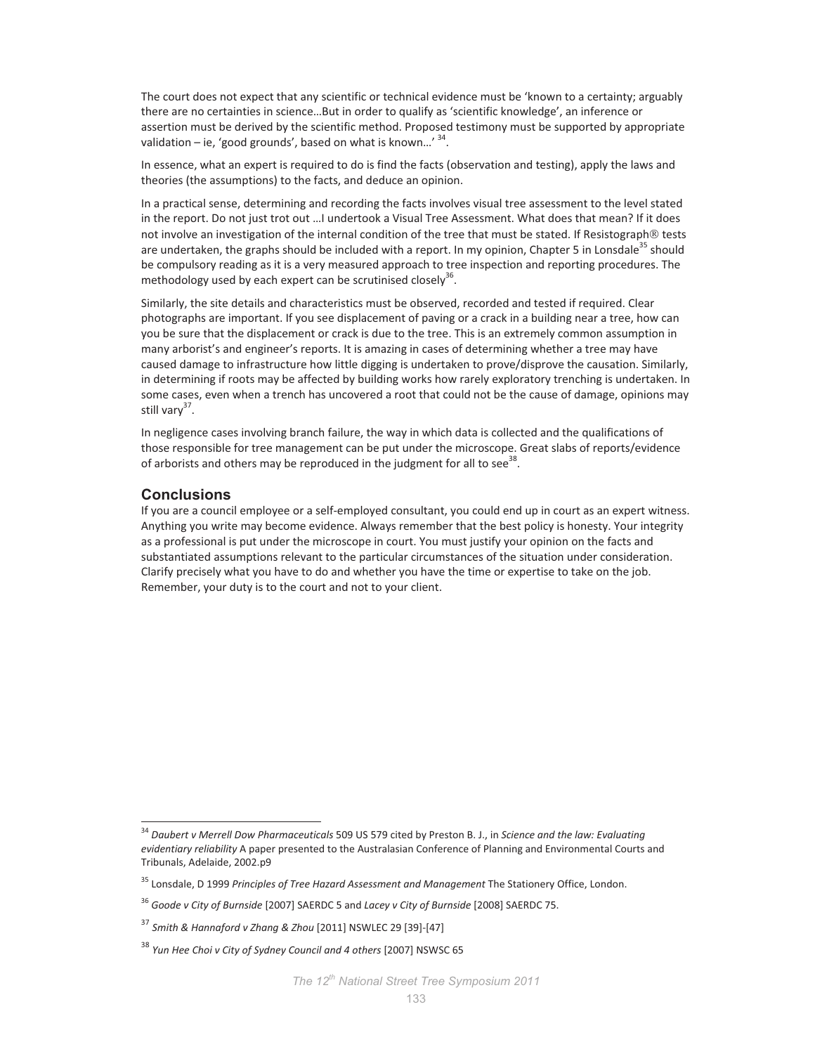The court does not expect that any scientific or technical evidence must be 'known to a certainty; arguably there are no certainties in science…But in order to qualify as 'scientific knowledge', an inference or assertion must be derived by the scientific method. Proposed testimony must be supported by appropriate validation – ie, 'good grounds', based on what is known…' [34].

In essence, what an expert is required to do is find the facts (observation and testing), apply the laws and theories (the assumptions) to the facts, and deduce an opinion.

In a practical sense, determining and recording the facts involves visual tree assessment to the level stated in the report. Do not just trot out …I undertook a Visual Tree Assessment. What does that mean? If it does not involve an investigation of the internal condition of the tree that must be stated. If Resistograph® tests are undertaken, the graphs should be included with a report. In my opinion, Chapter 5 in Lonsdale[35] should be compulsory reading as it is a very measured approach to tree inspection and reporting procedures. The methodology used by each expert can be scrutinised closely[36].

Similarly, the site details and characteristics must be observed, recorded and tested if required. Clear photographs are important. If you see displacement of paving or a crack in a building near a tree, how can you be sure that the displacement or crack is due to the tree. This is an extremely common assumption in many arborist's and engineer's reports. It is amazing in cases of determining whether a tree may have caused damage to infrastructure how little digging is undertaken to prove/disprove the causation. Similarly, in determining if roots may be affected by building works how rarely exploratory trenching is undertaken. In some cases, even when a trench has uncovered a root that could not be the cause of damage, opinions may still vary[37].

In negligence cases involving branch failure, the way in which data is collected and the qualifications of those responsible for tree management can be put under the microscope. Great slabs of reports/evidence of arborists and others may be reproduced in the judgment for all to see[38].

## Conclusions

If you are a council employee or a self-employed consultant, you could end up in court as an expert witness. Anything you write may become evidence. Always remember that the best policy is honesty. Your integrity as a professional is put under the microscope in court. You must justify your opinion on the facts and substantiated assumptions relevant to the particular circumstances of the situation under consideration. Clarify precisely what you have to do and whether you have the time or expertise to take on the job. Remember, your duty is to the court and not to your client.

---

[34] *Daubert v Merrell Dow Pharmaceuticals* 509 US 579 cited by Preston B. J., in *Science and the law: Evaluating evidentiary reliability* A paper presented to the Australasian Conference of Planning and Environmental Courts and Tribunals, Adelaide, 2002.p9

[35] Lonsdale, D 1999 *Principles of Tree Hazard Assessment and Management* The Stationery Office, London.

[36] *Goode v City of Burnside* [2007] SAERDC 5 and *Lacey v City of Burnside* [2008] SAERDC 75.

[37] *Smith & Hannaford v Zhang & Zhou* [2011] NSWLEC 29 [39]-[47]

[38] *Yun Hee Choi v City of Sydney Council and 4 others* [2007] NSWSC 65